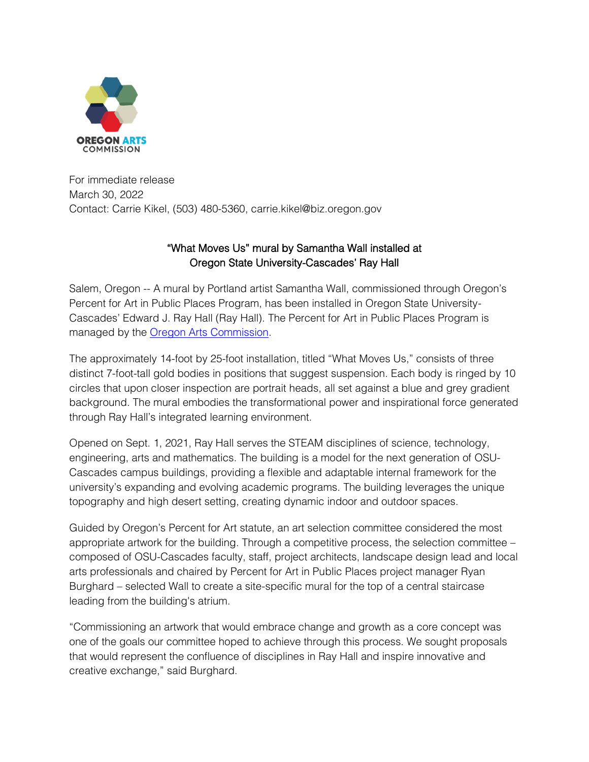OREGON ARTS COMMISSION

For immediate release
March 30, 2022
Contact: Carrie Kikel, (503) 480-5360, carrie.kikel@biz.oregon.gov

# "What Moves Us" mural by Samantha Wall installed at Oregon State University-Cascades' Ray Hall

Salem, Oregon -- A mural by Portland artist Samantha Wall, commissioned through Oregon's Percent for Art in Public Places Program, has been installed in Oregon State University-Cascades' Edward J. Ray Hall (Ray Hall). The Percent for Art in Public Places Program is managed by the [Oregon Arts Commission](Oregon Arts Commission).

The approximately 14-foot by 25-foot installation, titled "What Moves Us," consists of three distinct 7-foot-tall gold bodies in positions that suggest suspension. Each body is ringed by 10 circles that upon closer inspection are portrait heads, all set against a blue and grey gradient background. The mural embodies the transformational power and inspirational force generated through Ray Hall's integrated learning environment.

Opened on Sept. 1, 2021, Ray Hall serves the STEAM disciplines of science, technology, engineering, arts and mathematics. The building is a model for the next generation of OSU-Cascades campus buildings, providing a flexible and adaptable internal framework for the university's expanding and evolving academic programs. The building leverages the unique topography and high desert setting, creating dynamic indoor and outdoor spaces.

Guided by Oregon's Percent for Art statute, an art selection committee considered the most appropriate artwork for the building. Through a competitive process, the selection committee – composed of OSU-Cascades faculty, staff, project architects, landscape design lead and local arts professionals and chaired by Percent for Art in Public Places project manager Ryan Burghard – selected Wall to create a site-specific mural for the top of a central staircase leading from the building's atrium.

"Commissioning an artwork that would embrace change and growth as a core concept was one of the goals our committee hoped to achieve through this process. We sought proposals that would represent the confluence of disciplines in Ray Hall and inspire innovative and creative exchange," said Burghard.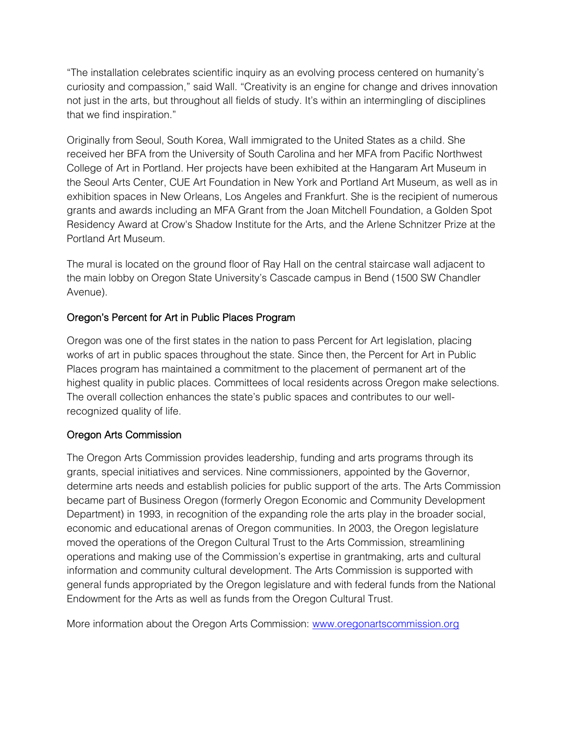“The installation celebrates scientific inquiry as an evolving process centered on humanity’s curiosity and compassion,” said Wall. “Creativity is an engine for change and drives innovation not just in the arts, but throughout all fields of study. It’s within an intermingling of disciplines that we find inspiration.”

Originally from Seoul, South Korea, Wall immigrated to the United States as a child. She received her BFA from the University of South Carolina and her MFA from Pacific Northwest College of Art in Portland. Her projects have been exhibited at the Hangaram Art Museum in the Seoul Arts Center, CUE Art Foundation in New York and Portland Art Museum, as well as in exhibition spaces in New Orleans, Los Angeles and Frankfurt. She is the recipient of numerous grants and awards including an MFA Grant from the Joan Mitchell Foundation, a Golden Spot Residency Award at Crow's Shadow Institute for the Arts, and the Arlene Schnitzer Prize at the Portland Art Museum.

The mural is located on the ground floor of Ray Hall on the central staircase wall adjacent to the main lobby on Oregon State University’s Cascade campus in Bend (1500 SW Chandler Avenue).

## Oregon’s Percent for Art in Public Places Program

Oregon was one of the first states in the nation to pass Percent for Art legislation, placing works of art in public spaces throughout the state. Since then, the Percent for Art in Public Places program has maintained a commitment to the placement of permanent art of the highest quality in public places. Committees of local residents across Oregon make selections. The overall collection enhances the state’s public spaces and contributes to our well-recognized quality of life.

## Oregon Arts Commission

The Oregon Arts Commission provides leadership, funding and arts programs through its grants, special initiatives and services. Nine commissioners, appointed by the Governor, determine arts needs and establish policies for public support of the arts. The Arts Commission became part of Business Oregon (formerly Oregon Economic and Community Development Department) in 1993, in recognition of the expanding role the arts play in the broader social, economic and educational arenas of Oregon communities. In 2003, the Oregon legislature moved the operations of the Oregon Cultural Trust to the Arts Commission, streamlining operations and making use of the Commission’s expertise in grantmaking, arts and cultural information and community cultural development. The Arts Commission is supported with general funds appropriated by the Oregon legislature and with federal funds from the National Endowment for the Arts as well as funds from the Oregon Cultural Trust.

More information about the Oregon Arts Commission: [www.oregonartscommission.org](http://www.oregonartscommission.org)